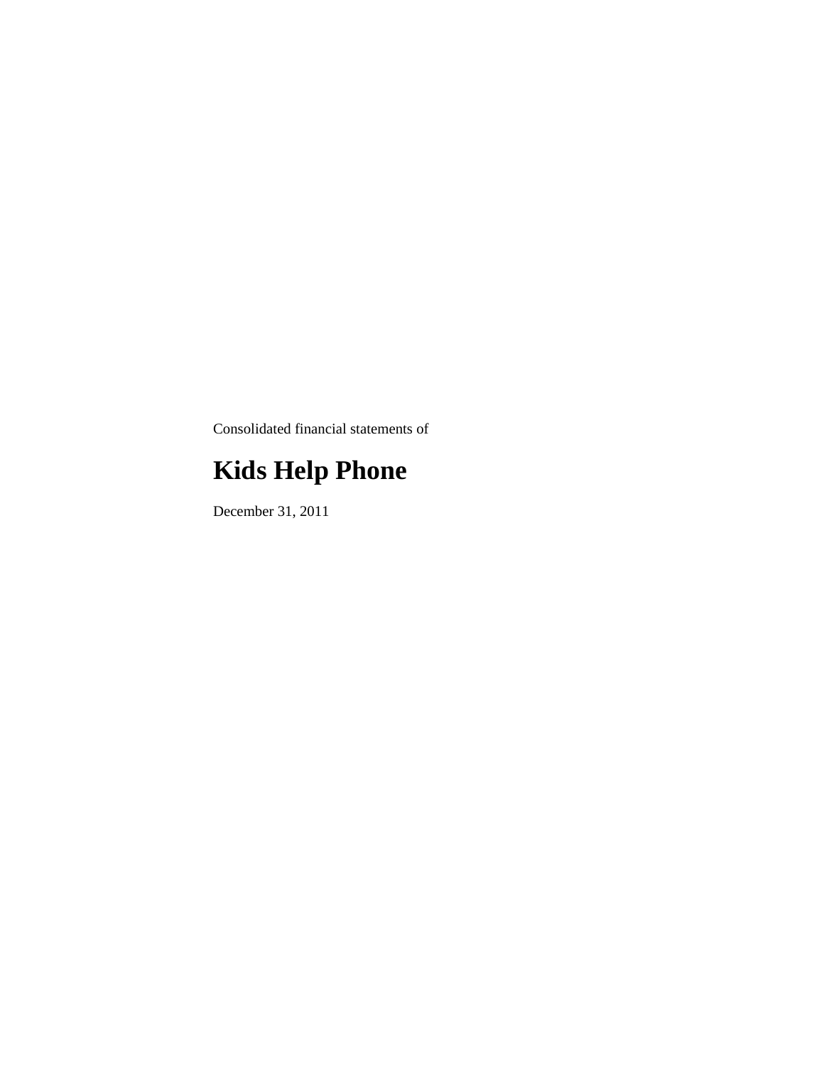Consolidated financial statements of

# Kids Help Phone

December 31, 2011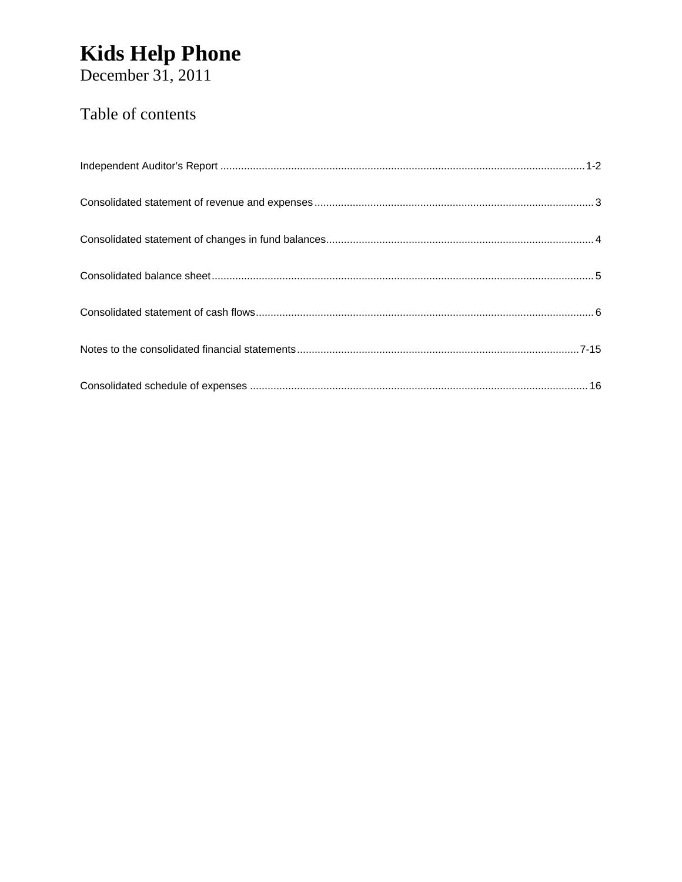# Kids Help Phone

December 31, 2011

## Table of contents

| | |
|---|---|
| Independent Auditor's Report | 1-2 |
| Consolidated statement of revenue and expenses | 3 |
| Consolidated statement of changes in fund balances | 4 |
| Consolidated balance sheet | 5 |
| Consolidated statement of cash flows | 6 |
| Notes to the consolidated financial statements | 7-15 |
| Consolidated schedule of expenses | 16 |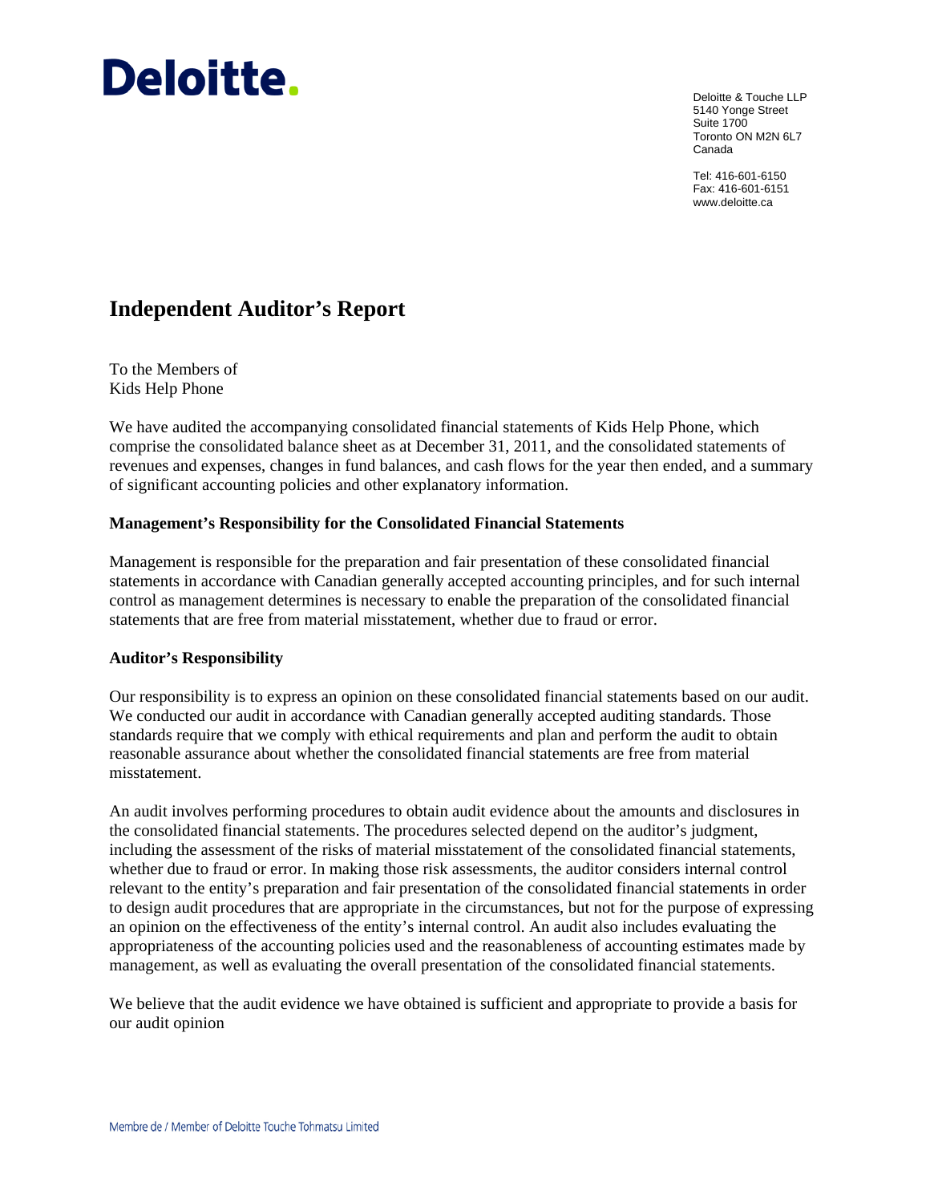# Deloitte.

Deloitte & Touche LLP
5140 Yonge Street
Suite 1700
Toronto ON M2N 6L7
Canada

Tel: 416-601-6150
Fax: 416-601-6151
www.deloitte.ca

## Independent Auditor's Report

To the Members of
Kids Help Phone

We have audited the accompanying consolidated financial statements of Kids Help Phone, which comprise the consolidated balance sheet as at December 31, 2011, and the consolidated statements of revenues and expenses, changes in fund balances, and cash flows for the year then ended, and a summary of significant accounting policies and other explanatory information.

### Management's Responsibility for the Consolidated Financial Statements

Management is responsible for the preparation and fair presentation of these consolidated financial statements in accordance with Canadian generally accepted accounting principles, and for such internal control as management determines is necessary to enable the preparation of the consolidated financial statements that are free from material misstatement, whether due to fraud or error.

### Auditor's Responsibility

Our responsibility is to express an opinion on these consolidated financial statements based on our audit. We conducted our audit in accordance with Canadian generally accepted auditing standards. Those standards require that we comply with ethical requirements and plan and perform the audit to obtain reasonable assurance about whether the consolidated financial statements are free from material misstatement.

An audit involves performing procedures to obtain audit evidence about the amounts and disclosures in the consolidated financial statements. The procedures selected depend on the auditor's judgment, including the assessment of the risks of material misstatement of the consolidated financial statements, whether due to fraud or error. In making those risk assessments, the auditor considers internal control relevant to the entity's preparation and fair presentation of the consolidated financial statements in order to design audit procedures that are appropriate in the circumstances, but not for the purpose of expressing an opinion on the effectiveness of the entity's internal control. An audit also includes evaluating the appropriateness of the accounting policies used and the reasonableness of accounting estimates made by management, as well as evaluating the overall presentation of the consolidated financial statements.

We believe that the audit evidence we have obtained is sufficient and appropriate to provide a basis for our audit opinion

Membre de / Member of Deloitte Touche Tohmatsu Limited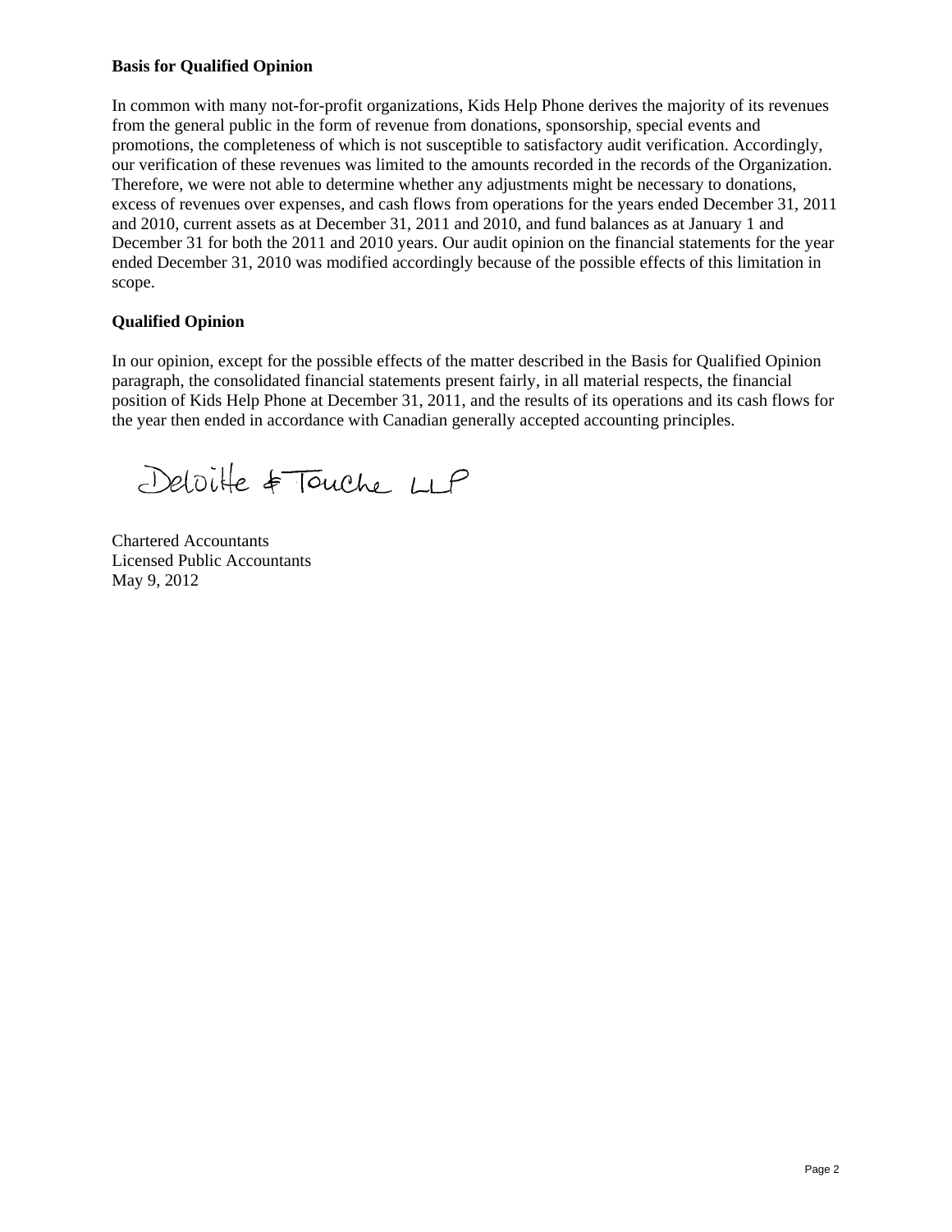**Basis for Qualified Opinion**

In common with many not-for-profit organizations, Kids Help Phone derives the majority of its revenues from the general public in the form of revenue from donations, sponsorship, special events and promotions, the completeness of which is not susceptible to satisfactory audit verification. Accordingly, our verification of these revenues was limited to the amounts recorded in the records of the Organization. Therefore, we were not able to determine whether any adjustments might be necessary to donations, excess of revenues over expenses, and cash flows from operations for the years ended December 31, 2011 and 2010, current assets as at December 31, 2011 and 2010, and fund balances as at January 1 and December 31 for both the 2011 and 2010 years. Our audit opinion on the financial statements for the year ended December 31, 2010 was modified accordingly because of the possible effects of this limitation in scope.

**Qualified Opinion**

In our opinion, except for the possible effects of the matter described in the Basis for Qualified Opinion paragraph, the consolidated financial statements present fairly, in all material respects, the financial position of Kids Help Phone at December 31, 2011, and the results of its operations and its cash flows for the year then ended in accordance with Canadian generally accepted accounting principles.

Deloitte & Touche LLP

Chartered Accountants
Licensed Public Accountants
May 9, 2012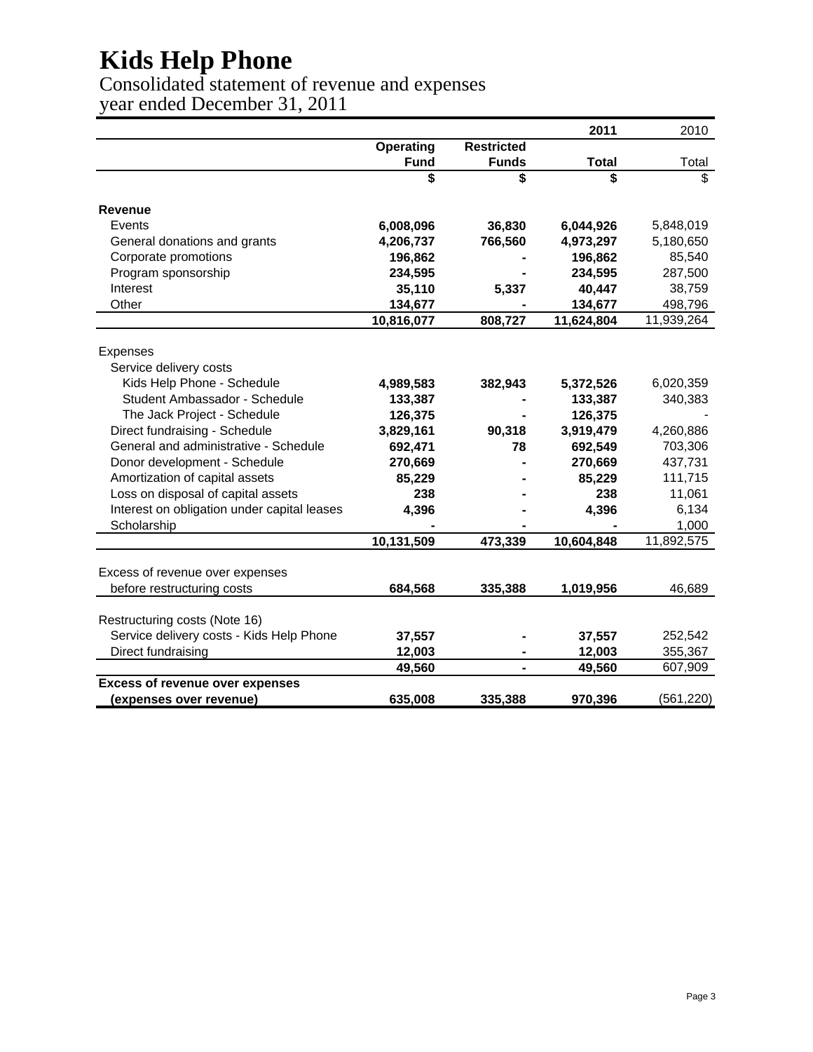# Kids Help Phone

Consolidated statement of revenue and expenses
year ended December 31, 2011

| | | | 2011 | 2010 |
|---|---|---|---|---|
| | Operating Fund | Restricted Funds | Total | Total |
| | $ | $ | $ | $ |
| **Revenue** | | | | |
| Events | 6,008,096 | 36,830 | 6,044,926 | 5,848,019 |
| General donations and grants | 4,206,737 | 766,560 | 4,973,297 | 5,180,650 |
| Corporate promotions | 196,862 | - | 196,862 | 85,540 |
| Program sponsorship | 234,595 | - | 234,595 | 287,500 |
| Interest | 35,110 | 5,337 | 40,447 | 38,759 |
| Other | 134,677 | - | 134,677 | 498,796 |
| | 10,816,077 | 808,727 | 11,624,804 | 11,939,264 |
| Expenses | | | | |
| Service delivery costs | | | | |
| Kids Help Phone - Schedule | 4,989,583 | 382,943 | 5,372,526 | 6,020,359 |
| Student Ambassador - Schedule | 133,387 | - | 133,387 | 340,383 |
| The Jack Project - Schedule | 126,375 | - | 126,375 | - |
| Direct fundraising - Schedule | 3,829,161 | 90,318 | 3,919,479 | 4,260,886 |
| General and administrative - Schedule | 692,471 | 78 | 692,549 | 703,306 |
| Donor development - Schedule | 270,669 | - | 270,669 | 437,731 |
| Amortization of capital assets | 85,229 | - | 85,229 | 111,715 |
| Loss on disposal of capital assets | 238 | - | 238 | 11,061 |
| Interest on obligation under capital leases | 4,396 | - | 4,396 | 6,134 |
| Scholarship | - | - | - | 1,000 |
| | 10,131,509 | 473,339 | 10,604,848 | 11,892,575 |
| Excess of revenue over expenses before restructuring costs | 684,568 | 335,388 | 1,019,956 | 46,689 |
| Restructuring costs (Note 16) | | | | |
| Service delivery costs - Kids Help Phone | 37,557 | - | 37,557 | 252,542 |
| Direct fundraising | 12,003 | - | 12,003 | 355,367 |
| | 49,560 | - | 49,560 | 607,909 |
| **Excess of revenue over expenses (expenses over revenue)** | 635,008 | 335,388 | 970,396 | (561,220) |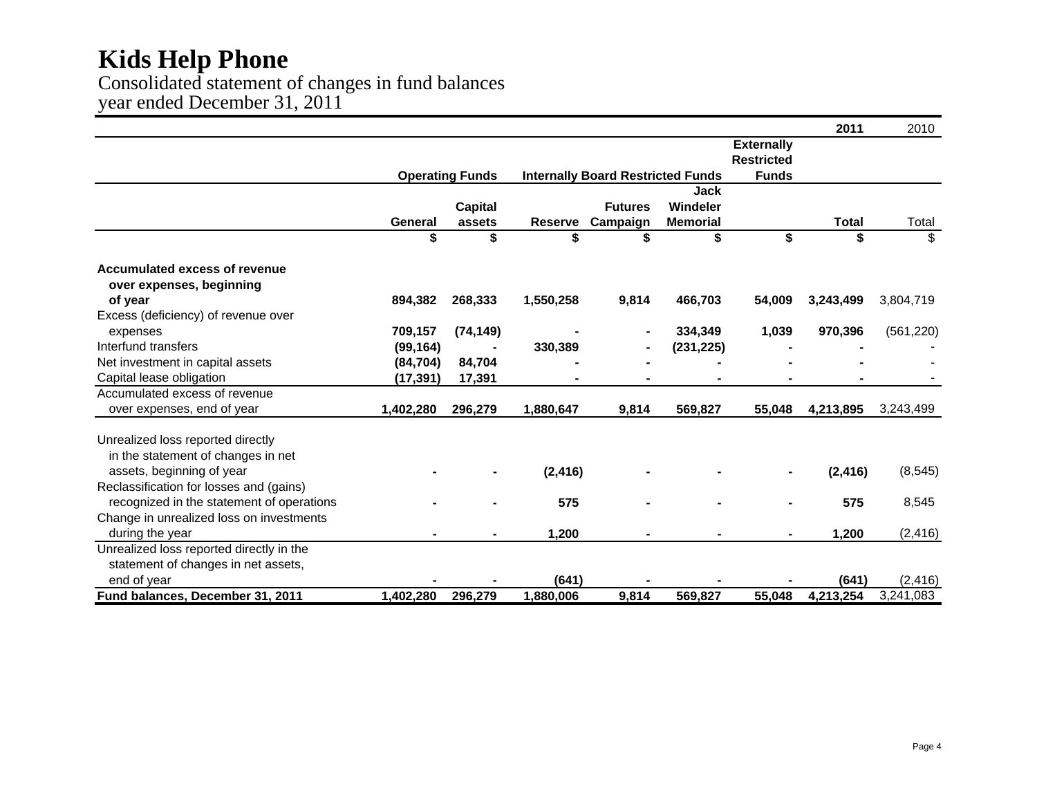# Kids Help Phone

Consolidated statement of changes in fund balances
year ended December 31, 2011

| | Operating Funds | | Internally Board Restricted Funds | | | Externally Restricted Funds | 2011 | 2010 |
|---|---|---|---|---|---|---|---|---|
| | General | Capital assets | Reserve | Futures Campaign | Jack Windeler Memorial | | Total | Total |
| | $ | $ | $ | $ | $ | $ | $ | $ |
| **Accumulated excess of revenue over expenses, beginning of year** | **894,382** | **268,333** | **1,550,258** | **9,814** | **466,703** | **54,009** | **3,243,499** | 3,804,719 |
| Excess (deficiency) of revenue over expenses | **709,157** | **(74,149)** | **-** | **-** | **334,349** | **1,039** | **970,396** | (561,220) |
| Interfund transfers | **(99,164)** | **-** | **330,389** | **-** | **(231,225)** | **-** | **-** | - |
| Net investment in capital assets | **(84,704)** | **84,704** | **-** | **-** | **-** | **-** | **-** | - |
| Capital lease obligation | **(17,391)** | **17,391** | **-** | **-** | **-** | **-** | **-** | - |
| Accumulated excess of revenue over expenses, end of year | **1,402,280** | **296,279** | **1,880,647** | **9,814** | **569,827** | **55,048** | **4,213,895** | 3,243,499 |
| Unrealized loss reported directly in the statement of changes in net assets, beginning of year | **-** | **-** | **(2,416)** | **-** | **-** | **-** | **(2,416)** | (8,545) |
| Reclassification for losses and (gains) recognized in the statement of operations | **-** | **-** | **575** | **-** | **-** | **-** | **575** | 8,545 |
| Change in unrealized loss on investments during the year | **-** | **-** | **1,200** | **-** | **-** | **-** | **1,200** | (2,416) |
| Unrealized loss reported directly in the statement of changes in net assets, end of year | **-** | **-** | **(641)** | **-** | **-** | **-** | **(641)** | (2,416) |
| **Fund balances, December 31, 2011** | **1,402,280** | **296,279** | **1,880,006** | **9,814** | **569,827** | **55,048** | **4,213,254** | 3,241,083 |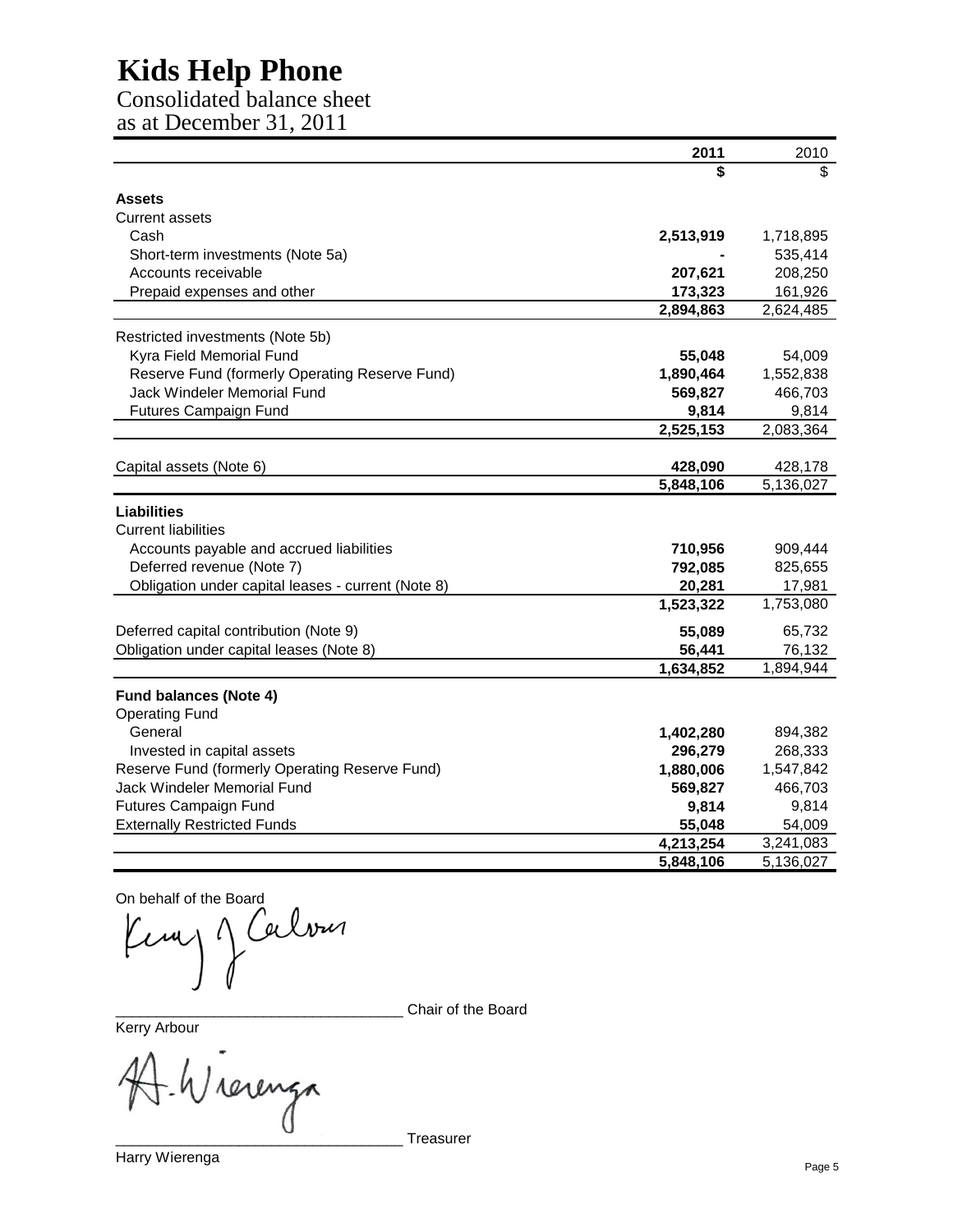# Kids Help Phone

## Consolidated balance sheet
## as at December 31, 2011

| | 2011 | 2010 |
|---|---|---|
| | **$** | $ |
| **Assets** | | |
| Current assets | | |
| Cash | **2,513,919** | 1,718,895 |
| Short-term investments (Note 5a) | **-** | 535,414 |
| Accounts receivable | **207,621** | 208,250 |
| Prepaid expenses and other | **173,323** | 161,926 |
| | **2,894,863** | 2,624,485 |
| Restricted investments (Note 5b) | | |
| Kyra Field Memorial Fund | **55,048** | 54,009 |
| Reserve Fund (formerly Operating Reserve Fund) | **1,890,464** | 1,552,838 |
| Jack Windeler Memorial Fund | **569,827** | 466,703 |
| Futures Campaign Fund | **9,814** | 9,814 |
| | **2,525,153** | 2,083,364 |
| Capital assets (Note 6) | **428,090** | 428,178 |
| | **5,848,106** | 5,136,027 |
| **Liabilities** | | |
| Current liabilities | | |
| Accounts payable and accrued liabilities | **710,956** | 909,444 |
| Deferred revenue (Note 7) | **792,085** | 825,655 |
| Obligation under capital leases - current (Note 8) | **20,281** | 17,981 |
| | **1,523,322** | 1,753,080 |
| Deferred capital contribution (Note 9) | **55,089** | 65,732 |
| Obligation under capital leases (Note 8) | **56,441** | 76,132 |
| | **1,634,852** | 1,894,944 |
| **Fund balances (Note 4)** | | |
| Operating Fund | | |
| General | **1,402,280** | 894,382 |
| Invested in capital assets | **296,279** | 268,333 |
| Reserve Fund (formerly Operating Reserve Fund) | **1,880,006** | 1,547,842 |
| Jack Windeler Memorial Fund | **569,827** | 466,703 |
| Futures Campaign Fund | **9,814** | 9,814 |
| Externally Restricted Funds | **55,048** | 54,009 |
| | **4,213,254** | 3,241,083 |
| | **5,848,106** | 5,136,027 |

On behalf of the Board

_________________________________ Chair of the Board
Kerry Arbour

_________________________________ Treasurer
Harry Wierenga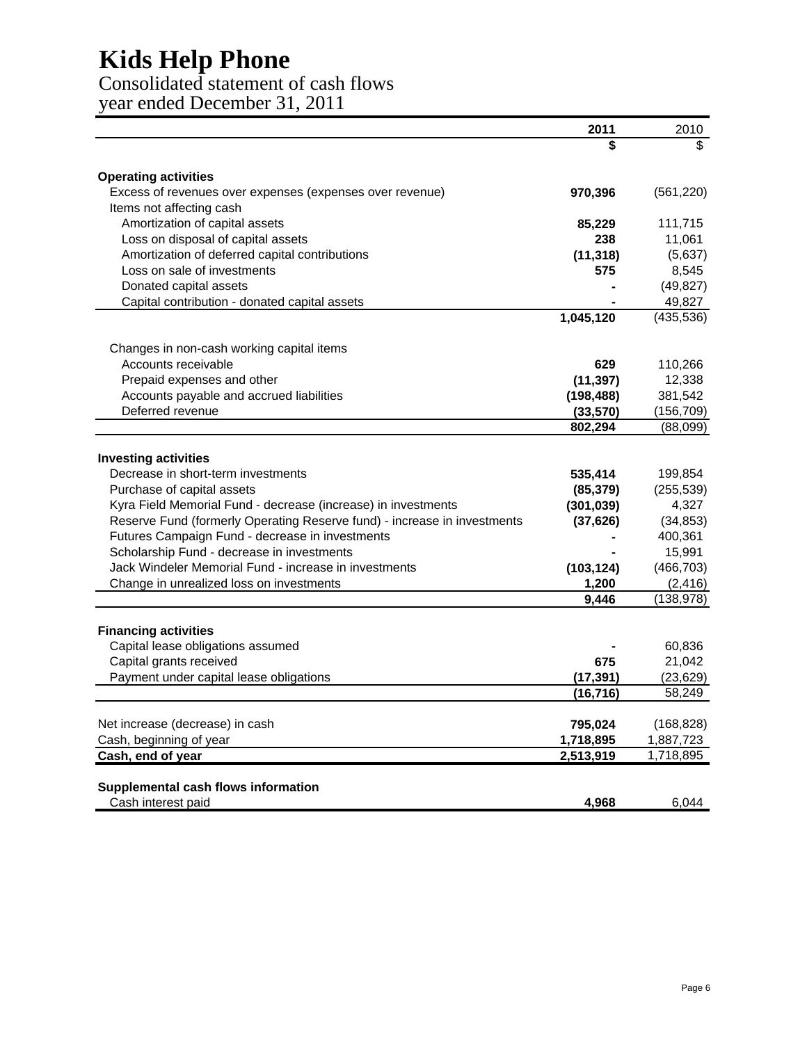# Kids Help Phone

## Consolidated statement of cash flows
## year ended December 31, 2011

| | 2011 | 2010 |
|---|---|---|
| | $ | $ |
| **Operating activities** | | |
| Excess of revenues over expenses (expenses over revenue) | 970,396 | (561,220) |
| Items not affecting cash | | |
| Amortization of capital assets | 85,229 | 111,715 |
| Loss on disposal of capital assets | 238 | 11,061 |
| Amortization of deferred capital contributions | (11,318) | (5,637) |
| Loss on sale of investments | 575 | 8,545 |
| Donated capital assets | - | (49,827) |
| Capital contribution - donated capital assets | - | 49,827 |
| | 1,045,120 | (435,536) |
| Changes in non-cash working capital items | | |
| Accounts receivable | 629 | 110,266 |
| Prepaid expenses and other | (11,397) | 12,338 |
| Accounts payable and accrued liabilities | (198,488) | 381,542 |
| Deferred revenue | (33,570) | (156,709) |
| | 802,294 | (88,099) |
| **Investing activities** | | |
| Decrease in short-term investments | 535,414 | 199,854 |
| Purchase of capital assets | (85,379) | (255,539) |
| Kyra Field Memorial Fund - decrease (increase) in investments | (301,039) | 4,327 |
| Reserve Fund (formerly Operating Reserve fund) - increase in investments | (37,626) | (34,853) |
| Futures Campaign Fund - decrease in investments | - | 400,361 |
| Scholarship Fund - decrease in investments | - | 15,991 |
| Jack Windeler Memorial Fund - increase in investments | (103,124) | (466,703) |
| Change in unrealized loss on investments | 1,200 | (2,416) |
| | 9,446 | (138,978) |
| **Financing activities** | | |
| Capital lease obligations assumed | - | 60,836 |
| Capital grants received | 675 | 21,042 |
| Payment under capital lease obligations | (17,391) | (23,629) |
| | (16,716) | 58,249 |
| Net increase (decrease) in cash | 795,024 | (168,828) |
| Cash, beginning of year | 1,718,895 | 1,887,723 |
| **Cash, end of year** | 2,513,919 | 1,718,895 |
| **Supplemental cash flows information** | | |
| Cash interest paid | 4,968 | 6,044 |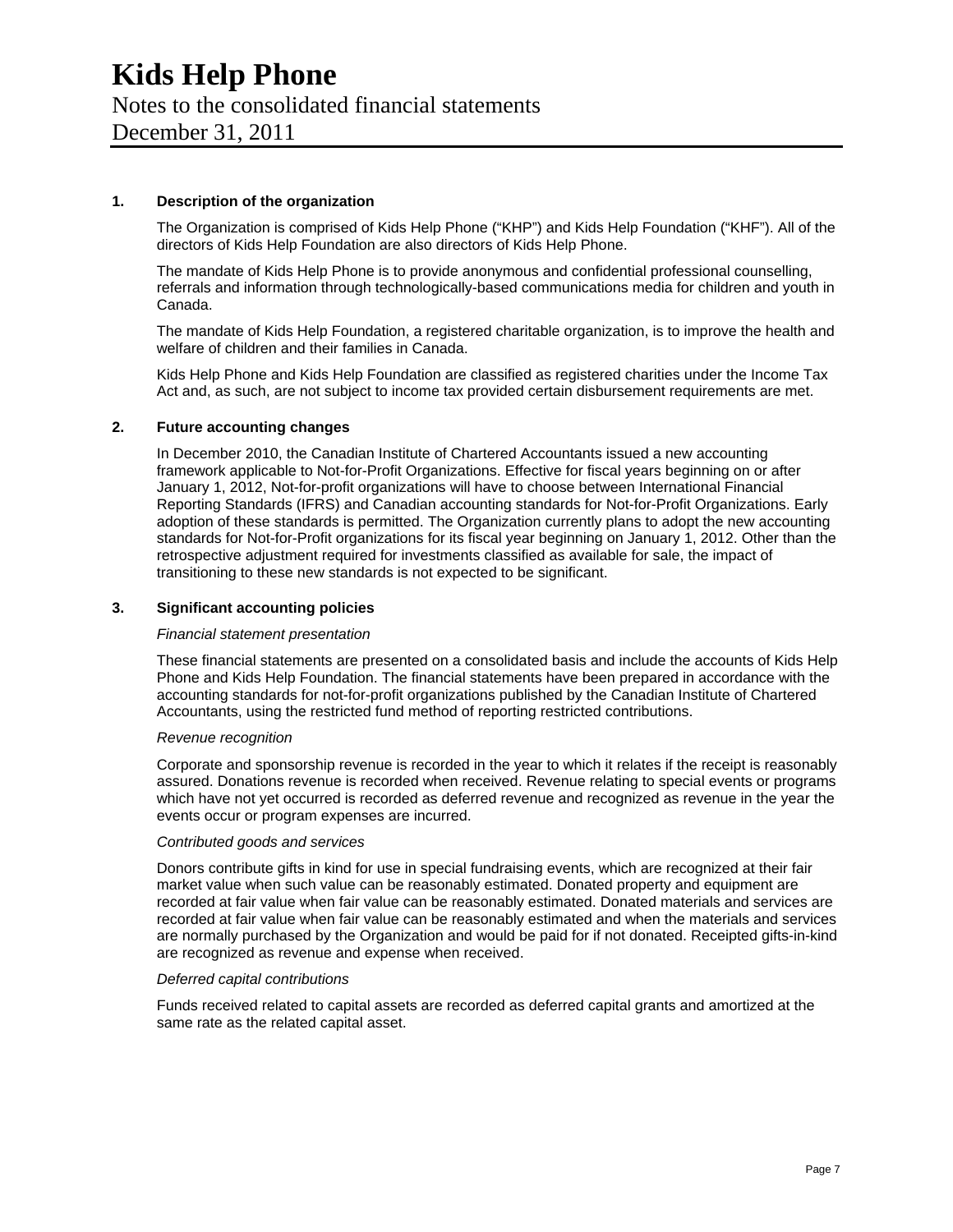# Kids Help Phone

Notes to the consolidated financial statements

December 31, 2011

## 1. Description of the organization

The Organization is comprised of Kids Help Phone ("KHP") and Kids Help Foundation ("KHF"). All of the directors of Kids Help Foundation are also directors of Kids Help Phone.

The mandate of Kids Help Phone is to provide anonymous and confidential professional counselling, referrals and information through technologically-based communications media for children and youth in Canada.

The mandate of Kids Help Foundation, a registered charitable organization, is to improve the health and welfare of children and their families in Canada.

Kids Help Phone and Kids Help Foundation are classified as registered charities under the Income Tax Act and, as such, are not subject to income tax provided certain disbursement requirements are met.

## 2. Future accounting changes

In December 2010, the Canadian Institute of Chartered Accountants issued a new accounting framework applicable to Not-for-Profit Organizations. Effective for fiscal years beginning on or after January 1, 2012, Not-for-profit organizations will have to choose between International Financial Reporting Standards (IFRS) and Canadian accounting standards for Not-for-Profit Organizations. Early adoption of these standards is permitted. The Organization currently plans to adopt the new accounting standards for Not-for-Profit organizations for its fiscal year beginning on January 1, 2012. Other than the retrospective adjustment required for investments classified as available for sale, the impact of transitioning to these new standards is not expected to be significant.

## 3. Significant accounting policies

*Financial statement presentation*

These financial statements are presented on a consolidated basis and include the accounts of Kids Help Phone and Kids Help Foundation. The financial statements have been prepared in accordance with the accounting standards for not-for-profit organizations published by the Canadian Institute of Chartered Accountants, using the restricted fund method of reporting restricted contributions.

*Revenue recognition*

Corporate and sponsorship revenue is recorded in the year to which it relates if the receipt is reasonably assured. Donations revenue is recorded when received. Revenue relating to special events or programs which have not yet occurred is recorded as deferred revenue and recognized as revenue in the year the events occur or program expenses are incurred.

*Contributed goods and services*

Donors contribute gifts in kind for use in special fundraising events, which are recognized at their fair market value when such value can be reasonably estimated. Donated property and equipment are recorded at fair value when fair value can be reasonably estimated. Donated materials and services are recorded at fair value when fair value can be reasonably estimated and when the materials and services are normally purchased by the Organization and would be paid for if not donated. Receipted gifts-in-kind are recognized as revenue and expense when received.

*Deferred capital contributions*

Funds received related to capital assets are recorded as deferred capital grants and amortized at the same rate as the related capital asset.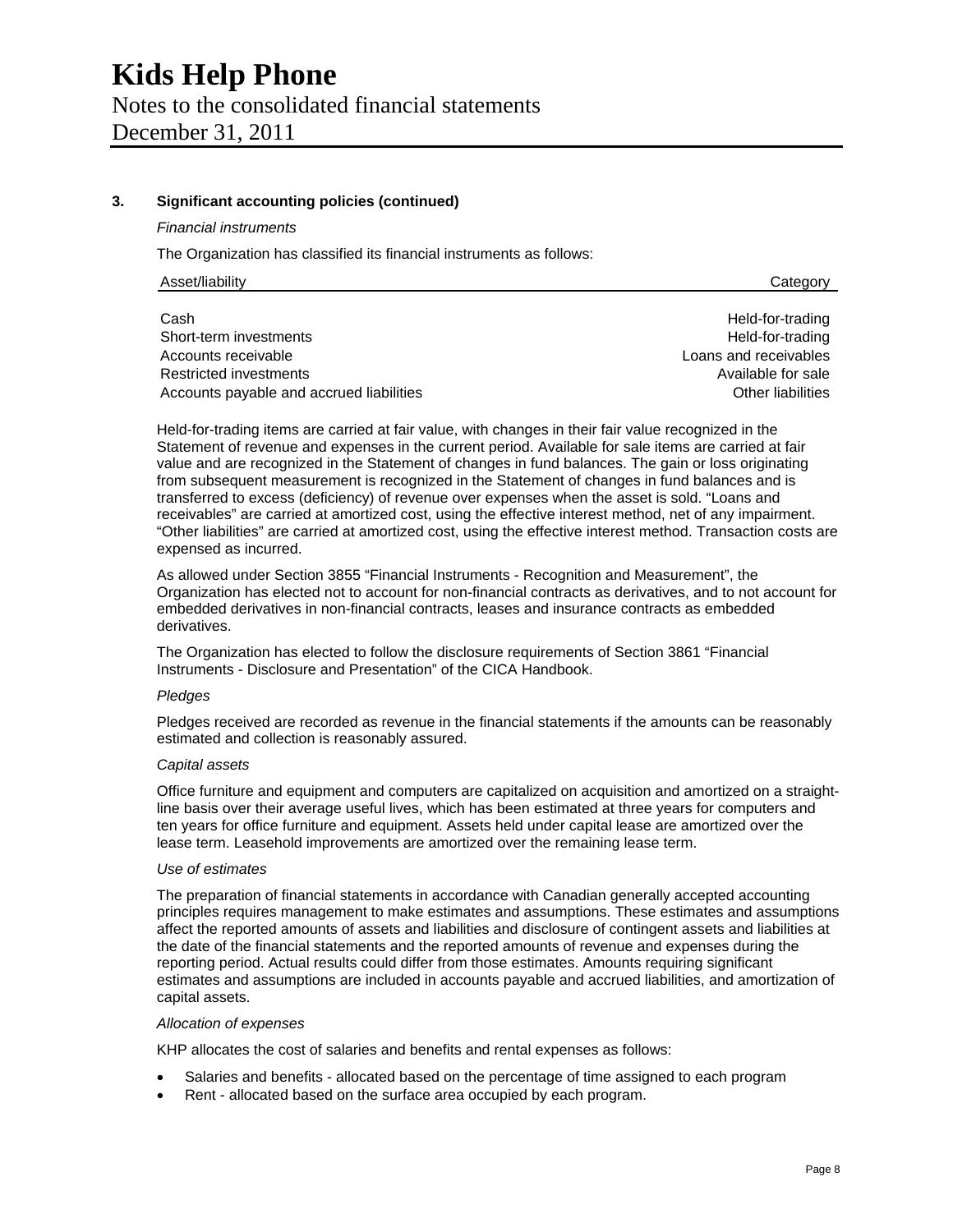# Kids Help Phone

Notes to the consolidated financial statements
December 31, 2011

### 3. Significant accounting policies (continued)

*Financial instruments*

The Organization has classified its financial instruments as follows:

| Asset/liability | Category |
|---|---|
| Cash | Held-for-trading |
| Short-term investments | Held-for-trading |
| Accounts receivable | Loans and receivables |
| Restricted investments | Available for sale |
| Accounts payable and accrued liabilities | Other liabilities |

Held-for-trading items are carried at fair value, with changes in their fair value recognized in the Statement of revenue and expenses in the current period. Available for sale items are carried at fair value and are recognized in the Statement of changes in fund balances. The gain or loss originating from subsequent measurement is recognized in the Statement of changes in fund balances and is transferred to excess (deficiency) of revenue over expenses when the asset is sold. "Loans and receivables" are carried at amortized cost, using the effective interest method, net of any impairment. "Other liabilities" are carried at amortized cost, using the effective interest method. Transaction costs are expensed as incurred.

As allowed under Section 3855 "Financial Instruments - Recognition and Measurement", the Organization has elected not to account for non-financial contracts as derivatives, and to not account for embedded derivatives in non-financial contracts, leases and insurance contracts as embedded derivatives.

The Organization has elected to follow the disclosure requirements of Section 3861 "Financial Instruments - Disclosure and Presentation" of the CICA Handbook.

*Pledges*

Pledges received are recorded as revenue in the financial statements if the amounts can be reasonably estimated and collection is reasonably assured.

*Capital assets*

Office furniture and equipment and computers are capitalized on acquisition and amortized on a straight-line basis over their average useful lives, which has been estimated at three years for computers and ten years for office furniture and equipment. Assets held under capital lease are amortized over the lease term. Leasehold improvements are amortized over the remaining lease term.

*Use of estimates*

The preparation of financial statements in accordance with Canadian generally accepted accounting principles requires management to make estimates and assumptions. These estimates and assumptions affect the reported amounts of assets and liabilities and disclosure of contingent assets and liabilities at the date of the financial statements and the reported amounts of revenue and expenses during the reporting period. Actual results could differ from those estimates. Amounts requiring significant estimates and assumptions are included in accounts payable and accrued liabilities, and amortization of capital assets.

*Allocation of expenses*

KHP allocates the cost of salaries and benefits and rental expenses as follows:

- Salaries and benefits - allocated based on the percentage of time assigned to each program
- Rent - allocated based on the surface area occupied by each program.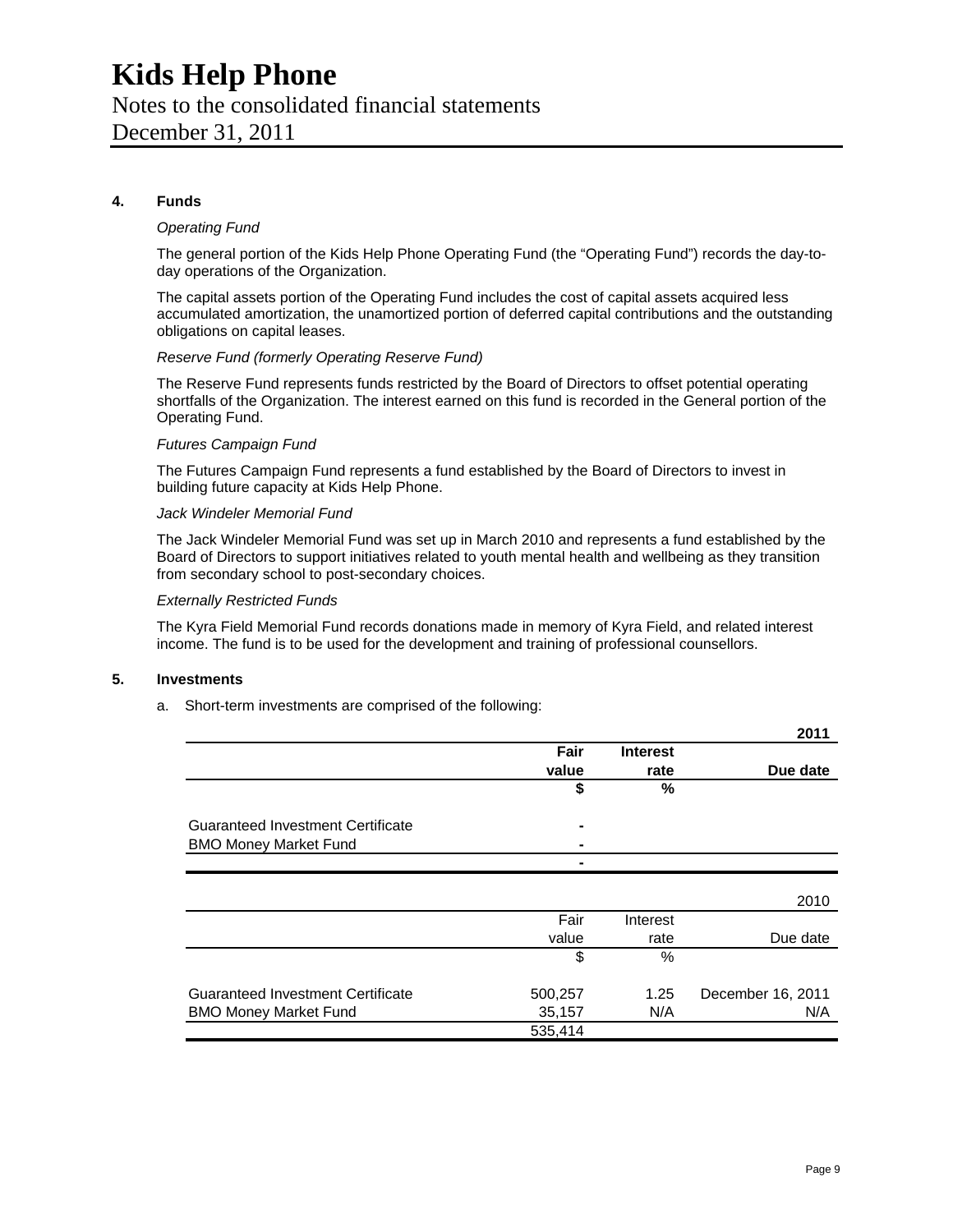# Kids Help Phone

Notes to the consolidated financial statements
December 31, 2011

## 4. Funds

*Operating Fund*

The general portion of the Kids Help Phone Operating Fund (the "Operating Fund") records the day-to-day operations of the Organization.

The capital assets portion of the Operating Fund includes the cost of capital assets acquired less accumulated amortization, the unamortized portion of deferred capital contributions and the outstanding obligations on capital leases.

*Reserve Fund (formerly Operating Reserve Fund)*

The Reserve Fund represents funds restricted by the Board of Directors to offset potential operating shortfalls of the Organization. The interest earned on this fund is recorded in the General portion of the Operating Fund.

*Futures Campaign Fund*

The Futures Campaign Fund represents a fund established by the Board of Directors to invest in building future capacity at Kids Help Phone.

*Jack Windeler Memorial Fund*

The Jack Windeler Memorial Fund was set up in March 2010 and represents a fund established by the Board of Directors to support initiatives related to youth mental health and wellbeing as they transition from secondary school to post-secondary choices.

*Externally Restricted Funds*

The Kyra Field Memorial Fund records donations made in memory of Kyra Field, and related interest income. The fund is to be used for the development and training of professional counsellors.

## 5. Investments

a. Short-term investments are comprised of the following:

| | | | **2011** |
|---|---|---|---|
| | **Fair value** | **Interest rate** | **Due date** |
| | **$** | **%** | |
| Guaranteed Investment Certificate | **-** | | |
| BMO Money Market Fund | **-** | | |
| | **-** | | |

| | | | 2010 |
|---|---|---|---|
| | Fair value | Interest rate | Due date |
| | $ | % | |
| Guaranteed Investment Certificate | 500,257 | 1.25 | December 16, 2011 |
| BMO Money Market Fund | 35,157 | N/A | N/A |
| | 535,414 | | |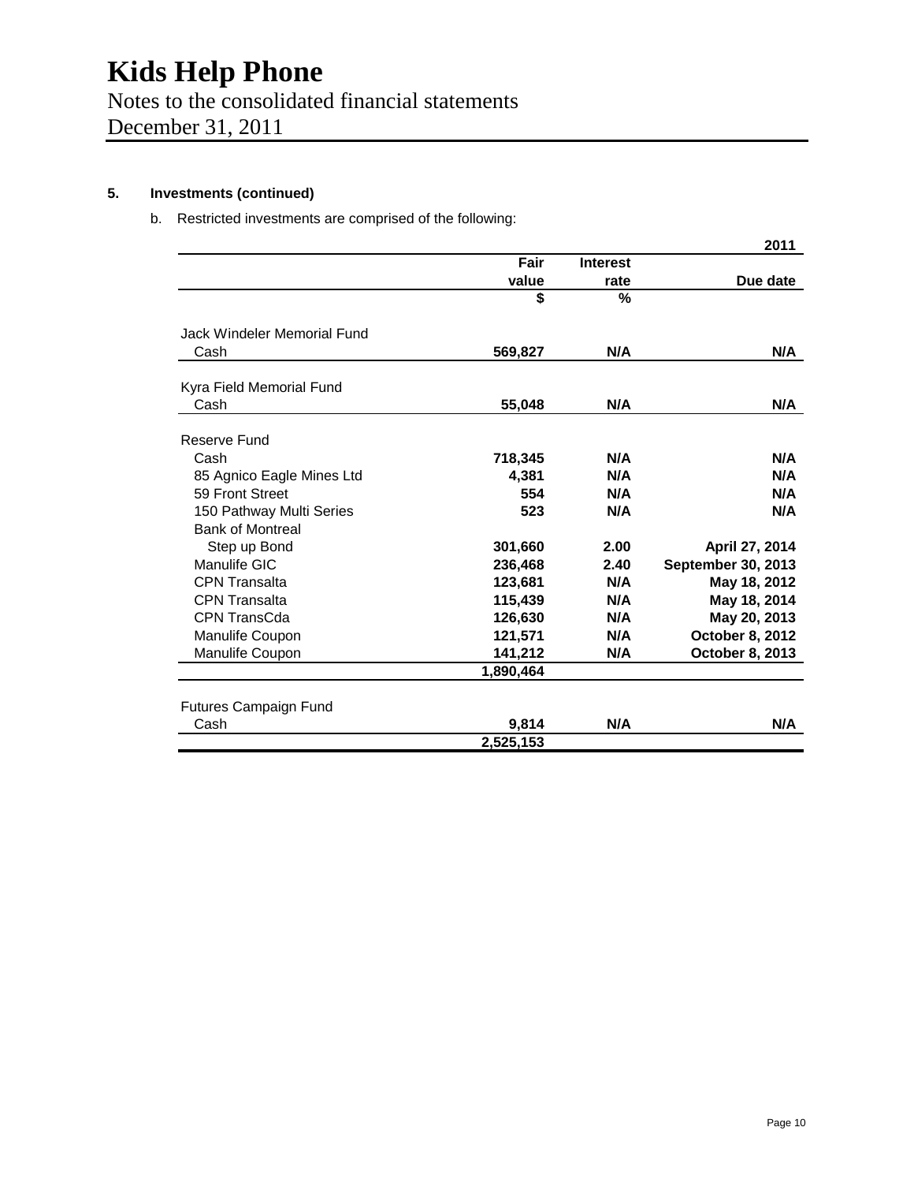# Kids Help Phone

Notes to the consolidated financial statements
December 31, 2011

## 5. Investments (continued)

b. Restricted investments are comprised of the following:

| | | | 2011 |
|---|---|---|---|
| | Fair value | Interest rate | Due date |
| | $ | % | |
| Jack Windeler Memorial Fund | | | |
| Cash | 569,827 | N/A | N/A |
| Kyra Field Memorial Fund | | | |
| Cash | 55,048 | N/A | N/A |
| Reserve Fund | | | |
| Cash | 718,345 | N/A | N/A |
| 85 Agnico Eagle Mines Ltd | 4,381 | N/A | N/A |
| 59 Front Street | 554 | N/A | N/A |
| 150 Pathway Multi Series | 523 | N/A | N/A |
| Bank of Montreal Step up Bond | 301,660 | 2.00 | April 27, 2014 |
| Manulife GIC | 236,468 | 2.40 | September 30, 2013 |
| CPN Transalta | 123,681 | N/A | May 18, 2012 |
| CPN Transalta | 115,439 | N/A | May 18, 2014 |
| CPN TransCda | 126,630 | N/A | May 20, 2013 |
| Manulife Coupon | 121,571 | N/A | October 8, 2012 |
| Manulife Coupon | 141,212 | N/A | October 8, 2013 |
| | 1,890,464 | | |
| Futures Campaign Fund | | | |
| Cash | 9,814 | N/A | N/A |
| | 2,525,153 | | |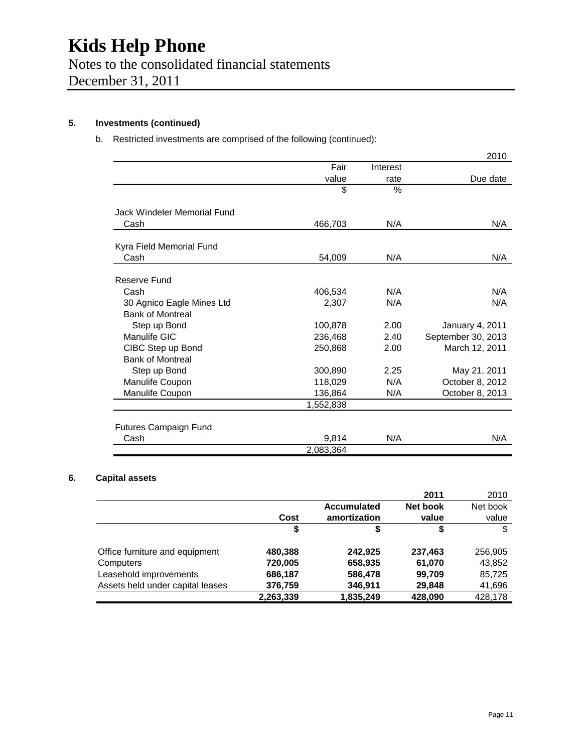# Kids Help Phone

Notes to the consolidated financial statements
December 31, 2011

## 5. Investments (continued)

b. Restricted investments are comprised of the following (continued):

| | | | 2010 |
|---|---|---|---|
| | Fair value | Interest rate | Due date |
| | $ | % | |
| Jack Windeler Memorial Fund | | | |
| Cash | 466,703 | N/A | N/A |
| Kyra Field Memorial Fund | | | |
| Cash | 54,009 | N/A | N/A |
| Reserve Fund | | | |
| Cash | 406,534 | N/A | N/A |
| 30 Agnico Eagle Mines Ltd | 2,307 | N/A | N/A |
| Bank of Montreal Step up Bond | 100,878 | 2.00 | January 4, 2011 |
| Manulife GIC | 236,468 | 2.40 | September 30, 2013 |
| CIBC Step up Bond | 250,868 | 2.00 | March 12, 2011 |
| Bank of Montreal Step up Bond | 300,890 | 2.25 | May 21, 2011 |
| Manulife Coupon | 118,029 | N/A | October 8, 2012 |
| Manulife Coupon | 136,864 | N/A | October 8, 2013 |
| | 1,552,838 | | |
| Futures Campaign Fund | | | |
| Cash | 9,814 | N/A | N/A |
| | 2,083,364 | | |

## 6. Capital assets

| | | | **2011** | 2010 |
|---|---|---|---|---|
| | **Cost** | **Accumulated amortization** | **Net book value** | Net book value |
| | **$** | **$** | **$** | $ |
| Office furniture and equipment | **480,388** | **242,925** | **237,463** | 256,905 |
| Computers | **720,005** | **658,935** | **61,070** | 43,852 |
| Leasehold improvements | **686,187** | **586,478** | **99,709** | 85,725 |
| Assets held under capital leases | **376,759** | **346,911** | **29,848** | 41,696 |
| | **2,263,339** | **1,835,249** | **428,090** | 428,178 |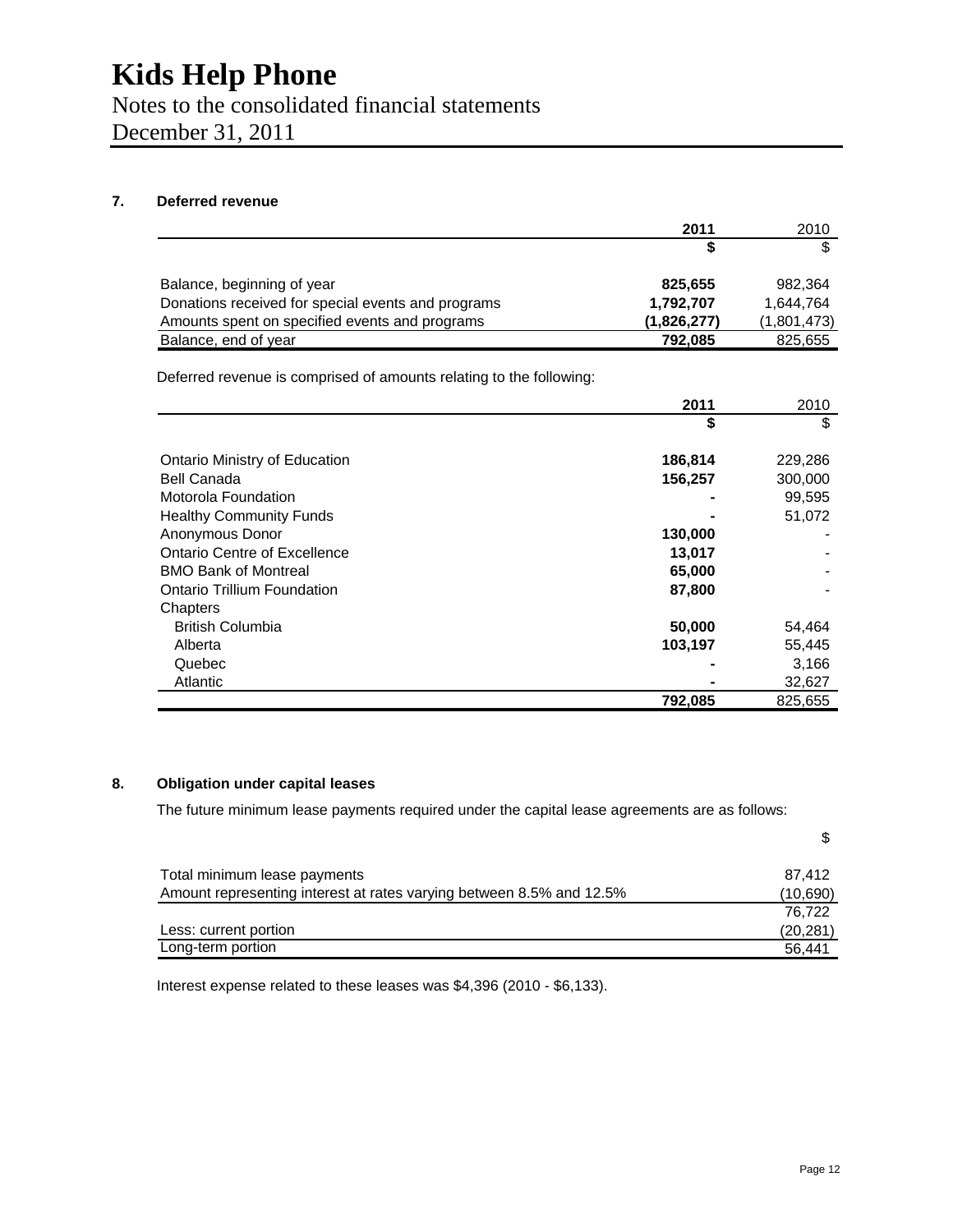# Kids Help Phone

Notes to the consolidated financial statements
December 31, 2011

## 7. Deferred revenue

| | **2011** | 2010 |
|---|---|---|
| | **$** | $ |
| Balance, beginning of year | **825,655** | 982,364 |
| Donations received for special events and programs | **1,792,707** | 1,644,764 |
| Amounts spent on specified events and programs | **(1,826,277)** | (1,801,473) |
| Balance, end of year | **792,085** | 825,655 |

Deferred revenue is comprised of amounts relating to the following:

| | **2011** | 2010 |
|---|---|---|
| | **$** | $ |
| Ontario Ministry of Education | **186,814** | 229,286 |
| Bell Canada | **156,257** | 300,000 |
| Motorola Foundation | **-** | 99,595 |
| Healthy Community Funds | **-** | 51,072 |
| Anonymous Donor | **130,000** | - |
| Ontario Centre of Excellence | **13,017** | - |
| BMO Bank of Montreal | **65,000** | - |
| Ontario Trillium Foundation | **87,800** | - |
| Chapters | | |
| British Columbia | **50,000** | 54,464 |
| Alberta | **103,197** | 55,445 |
| Quebec | **-** | 3,166 |
| Atlantic | **-** | 32,627 |
| | **792,085** | 825,655 |

## 8. Obligation under capital leases

The future minimum lease payments required under the capital lease agreements are as follows:

| | $ |
|---|---|
| Total minimum lease payments | 87,412 |
| Amount representing interest at rates varying between 8.5% and 12.5% | (10,690) |
| | 76,722 |
| Less: current portion | (20,281) |
| Long-term portion | 56,441 |

Interest expense related to these leases was $4,396 (2010 - $6,133).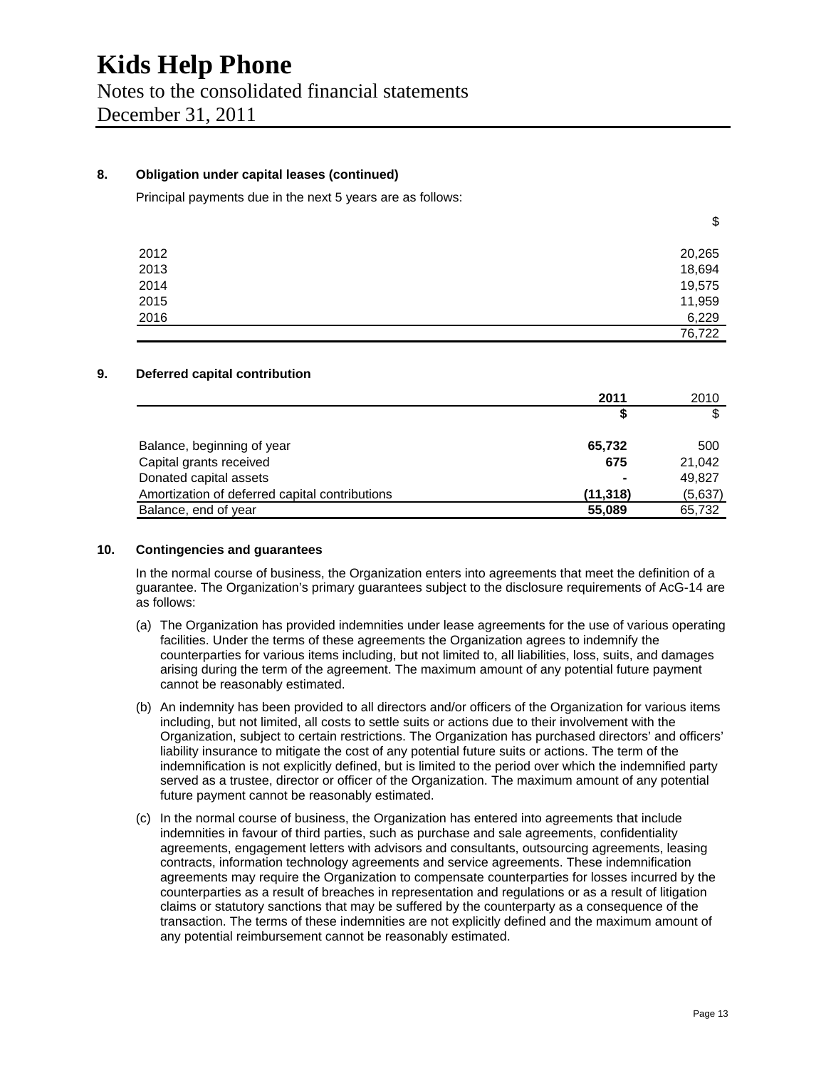# Kids Help Phone

Notes to the consolidated financial statements
December 31, 2011

### 8. Obligation under capital leases (continued)

Principal payments due in the next 5 years are as follows:

| | $ |
|---|---|
| 2012 | 20,265 |
| 2013 | 18,694 |
| 2014 | 19,575 |
| 2015 | 11,959 |
| 2016 | 6,229 |
| | 76,722 |

### 9. Deferred capital contribution

| | **2011** | 2010 |
|---|---|---|
| | **$** | $ |
| Balance, beginning of year | **65,732** | 500 |
| Capital grants received | **675** | 21,042 |
| Donated capital assets | **-** | 49,827 |
| Amortization of deferred capital contributions | **(11,318)** | (5,637) |
| Balance, end of year | **55,089** | 65,732 |

### 10. Contingencies and guarantees

In the normal course of business, the Organization enters into agreements that meet the definition of a guarantee. The Organization's primary guarantees subject to the disclosure requirements of AcG-14 are as follows:

(a) The Organization has provided indemnities under lease agreements for the use of various operating facilities. Under the terms of these agreements the Organization agrees to indemnify the counterparties for various items including, but not limited to, all liabilities, loss, suits, and damages arising during the term of the agreement. The maximum amount of any potential future payment cannot be reasonably estimated.

(b) An indemnity has been provided to all directors and/or officers of the Organization for various items including, but not limited, all costs to settle suits or actions due to their involvement with the Organization, subject to certain restrictions. The Organization has purchased directors' and officers' liability insurance to mitigate the cost of any potential future suits or actions. The term of the indemnification is not explicitly defined, but is limited to the period over which the indemnified party served as a trustee, director or officer of the Organization. The maximum amount of any potential future payment cannot be reasonably estimated.

(c) In the normal course of business, the Organization has entered into agreements that include indemnities in favour of third parties, such as purchase and sale agreements, confidentiality agreements, engagement letters with advisors and consultants, outsourcing agreements, leasing contracts, information technology agreements and service agreements. These indemnification agreements may require the Organization to compensate counterparties for losses incurred by the counterparties as a result of breaches in representation and regulations or as a result of litigation claims or statutory sanctions that may be suffered by the counterparty as a consequence of the transaction. The terms of these indemnities are not explicitly defined and the maximum amount of any potential reimbursement cannot be reasonably estimated.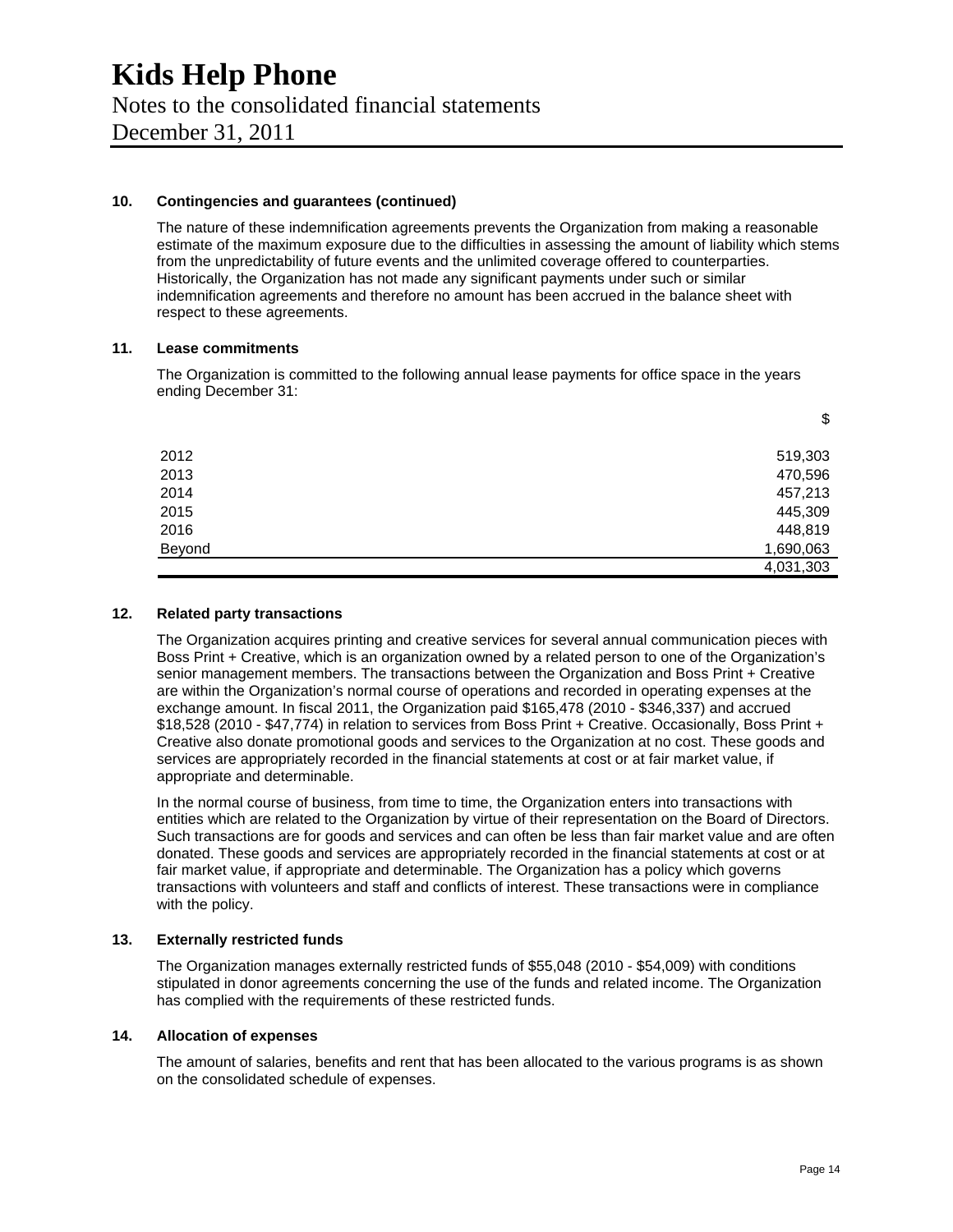### 10. Contingencies and guarantees (continued)

The nature of these indemnification agreements prevents the Organization from making a reasonable estimate of the maximum exposure due to the difficulties in assessing the amount of liability which stems from the unpredictability of future events and the unlimited coverage offered to counterparties. Historically, the Organization has not made any significant payments under such or similar indemnification agreements and therefore no amount has been accrued in the balance sheet with respect to these agreements.

### 11. Lease commitments

The Organization is committed to the following annual lease payments for office space in the years ending December 31:

| | $ |
|---|---|
| 2012 | 519,303 |
| 2013 | 470,596 |
| 2014 | 457,213 |
| 2015 | 445,309 |
| 2016 | 448,819 |
| Beyond | 1,690,063 |
| | 4,031,303 |

### 12. Related party transactions

The Organization acquires printing and creative services for several annual communication pieces with Boss Print + Creative, which is an organization owned by a related person to one of the Organization's senior management members. The transactions between the Organization and Boss Print + Creative are within the Organization's normal course of operations and recorded in operating expenses at the exchange amount. In fiscal 2011, the Organization paid $165,478 (2010 - $346,337) and accrued $18,528 (2010 - $47,774) in relation to services from Boss Print + Creative. Occasionally, Boss Print + Creative also donate promotional goods and services to the Organization at no cost. These goods and services are appropriately recorded in the financial statements at cost or at fair market value, if appropriate and determinable.

In the normal course of business, from time to time, the Organization enters into transactions with entities which are related to the Organization by virtue of their representation on the Board of Directors. Such transactions are for goods and services and can often be less than fair market value and are often donated. These goods and services are appropriately recorded in the financial statements at cost or at fair market value, if appropriate and determinable. The Organization has a policy which governs transactions with volunteers and staff and conflicts of interest. These transactions were in compliance with the policy.

### 13. Externally restricted funds

The Organization manages externally restricted funds of $55,048 (2010 - $54,009) with conditions stipulated in donor agreements concerning the use of the funds and related income. The Organization has complied with the requirements of these restricted funds.

### 14. Allocation of expenses

The amount of salaries, benefits and rent that has been allocated to the various programs is as shown on the consolidated schedule of expenses.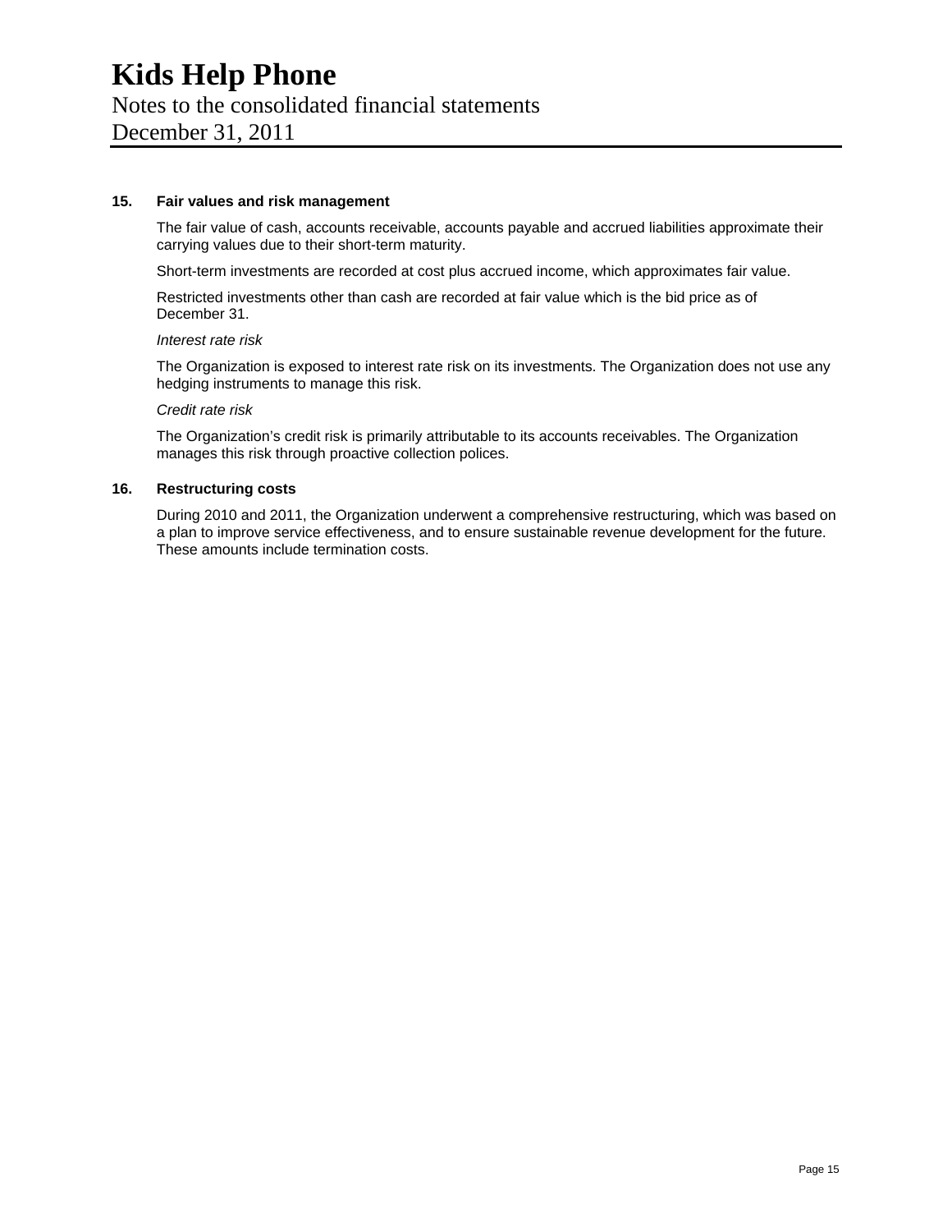# Kids Help Phone

Notes to the consolidated financial statements
December 31, 2011

## 15. Fair values and risk management

The fair value of cash, accounts receivable, accounts payable and accrued liabilities approximate their carrying values due to their short-term maturity.

Short-term investments are recorded at cost plus accrued income, which approximates fair value.

Restricted investments other than cash are recorded at fair value which is the bid price as of December 31.

*Interest rate risk*

The Organization is exposed to interest rate risk on its investments. The Organization does not use any hedging instruments to manage this risk.

*Credit rate risk*

The Organization's credit risk is primarily attributable to its accounts receivables. The Organization manages this risk through proactive collection polices.

## 16. Restructuring costs

During 2010 and 2011, the Organization underwent a comprehensive restructuring, which was based on a plan to improve service effectiveness, and to ensure sustainable revenue development for the future. These amounts include termination costs.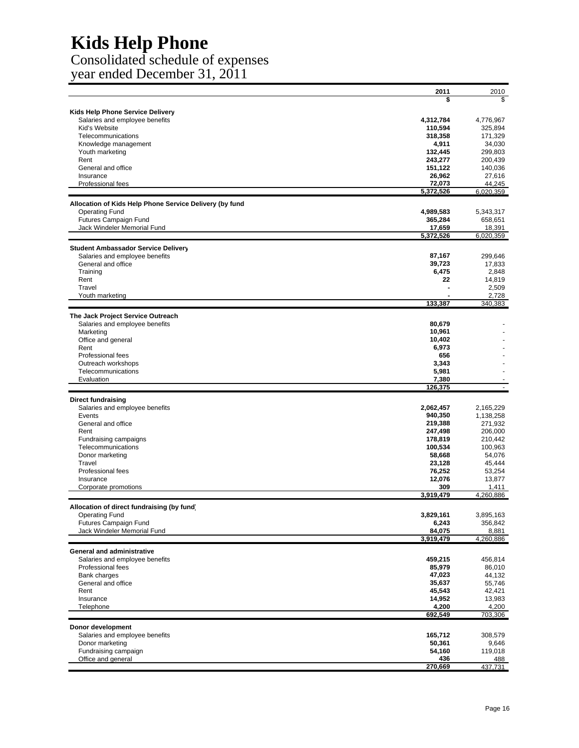# Kids Help Phone

Consolidated schedule of expenses
year ended December 31, 2011

| | 2011 | 2010 |
|---|---|---|
| | **$** | $ |
| **Kids Help Phone Service Delivery** | | |
| Salaries and employee benefits | **4,312,784** | 4,776,967 |
| Kid's Website | **110,594** | 325,894 |
| Telecommunications | **318,358** | 171,329 |
| Knowledge management | **4,911** | 34,030 |
| Youth marketing | **132,445** | 299,803 |
| Rent | **243,277** | 200,439 |
| General and office | **151,122** | 140,036 |
| Insurance | **26,962** | 27,616 |
| Professional fees | **72,073** | 44,245 |
| | **5,372,526** | 6,020,359 |
| **Allocation of Kids Help Phone Service Delivery (by fund** | | |
| Operating Fund | **4,989,583** | 5,343,317 |
| Futures Campaign Fund | **365,284** | 658,651 |
| Jack Windeler Memorial Fund | **17,659** | 18,391 |
| | **5,372,526** | 6,020,359 |
| **Student Ambassador Service Delivery** | | |
| Salaries and employee benefits | **87,167** | 299,646 |
| General and office | **39,723** | 17,833 |
| Training | **6,475** | 2,848 |
| Rent | **22** | 14,819 |
| Travel | **-** | 2,509 |
| Youth marketing | **-** | 2,728 |
| | **133,387** | 340,383 |
| **The Jack Project Service Outreach** | | |
| Salaries and employee benefits | **80,679** | - |
| Marketing | **10,961** | - |
| Office and general | **10,402** | - |
| Rent | **6,973** | - |
| Professional fees | **656** | - |
| Outreach workshops | **3,343** | - |
| Telecommunications | **5,981** | - |
| Evaluation | **7,380** | - |
| | **126,375** | - |
| **Direct fundraising** | | |
| Salaries and employee benefits | **2,062,457** | 2,165,229 |
| Events | **940,350** | 1,138,258 |
| General and office | **219,388** | 271,932 |
| Rent | **247,498** | 206,000 |
| Fundraising campaigns | **178,819** | 210,442 |
| Telecommunications | **100,534** | 100,963 |
| Donor marketing | **58,668** | 54,076 |
| Travel | **23,128** | 45,444 |
| Professional fees | **76,252** | 53,254 |
| Insurance | **12,076** | 13,877 |
| Corporate promotions | **309** | 1,411 |
| | **3,919,479** | 4,260,886 |
| **Allocation of direct fundraising (by fund)** | | |
| Operating Fund | **3,829,161** | 3,895,163 |
| Futures Campaign Fund | **6,243** | 356,842 |
| Jack Windeler Memorial Fund | **84,075** | 8,881 |
| | **3,919,479** | 4,260,886 |
| **General and administrative** | | |
| Salaries and employee benefits | **459,215** | 456,814 |
| Professional fees | **85,979** | 86,010 |
| Bank charges | **47,023** | 44,132 |
| General and office | **35,637** | 55,746 |
| Rent | **45,543** | 42,421 |
| Insurance | **14,952** | 13,983 |
| Telephone | **4,200** | 4,200 |
| | **692,549** | 703,306 |
| **Donor development** | | |
| Salaries and employee benefits | **165,712** | 308,579 |
| Donor marketing | **50,361** | 9,646 |
| Fundraising campaign | **54,160** | 119,018 |
| Office and general | **436** | 488 |
| | **270,669** | 437,731 |